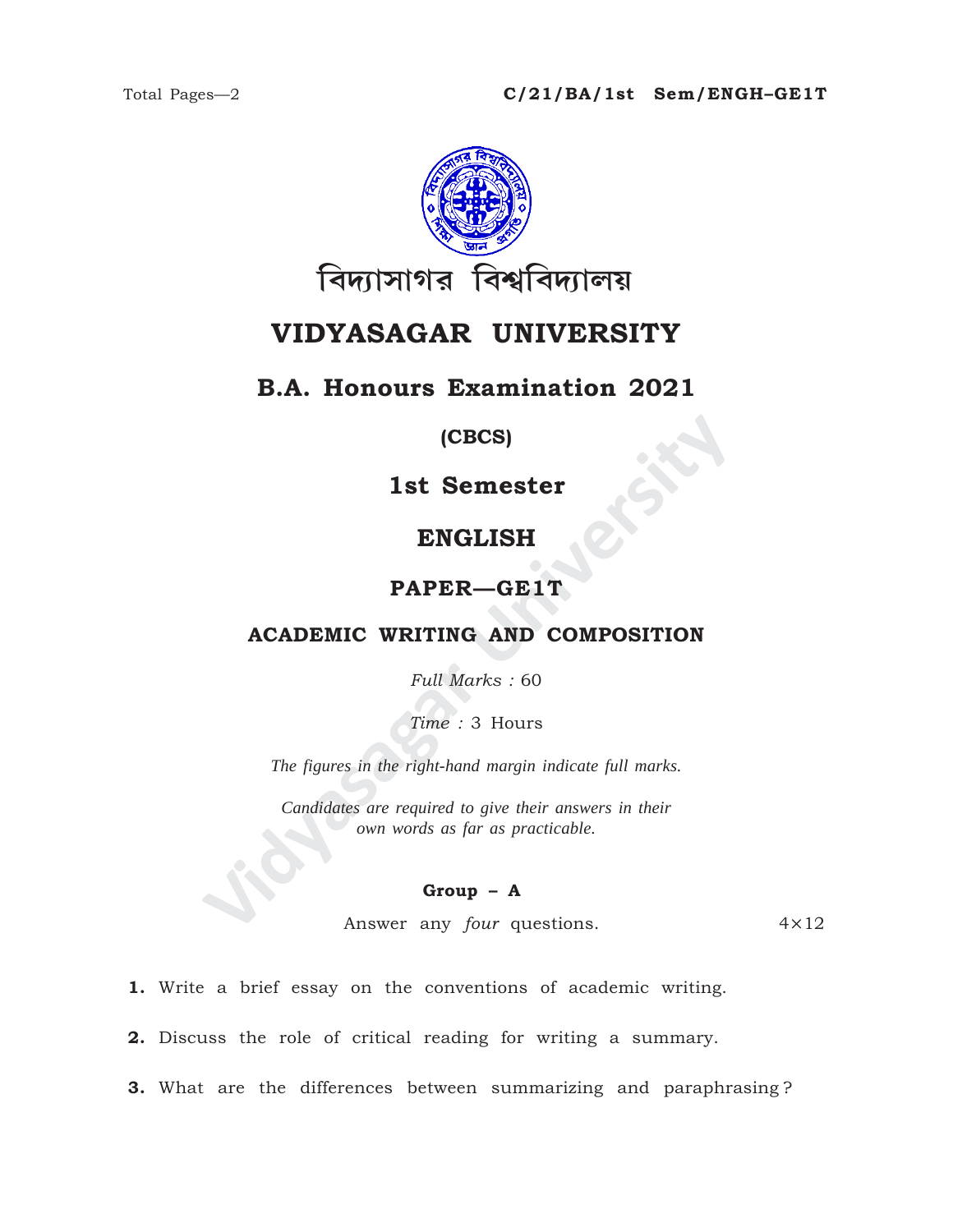Total Pages—2 **C/21/BA/1st Sem/ENGH–GE1T**

বিদ্যাসাগর বিশ্ববিদ্যালয়

# VIDYASAGAR UNIVERSITY

## B.A. Honours Examination 2021

**(CBCS)**

## 1st Semester

## ENGLISH

### PAPER—GE1T

### ACADEMIC WRITING AND COMPOSITION

*Full Marks :* 60

*Time :* 3 Hours

*The figures in the right-hand margin indicate full marks.*

*Candidates are required to give their answers in their own words as far as practicable.*

**Group – A**

Answer any *four* questions. 4×12

**1.** Write a brief essay on the conventions of academic writing.

**2.** Discuss the role of critical reading for writing a summary.

**3.** What are the differences between summarizing and paraphrasing?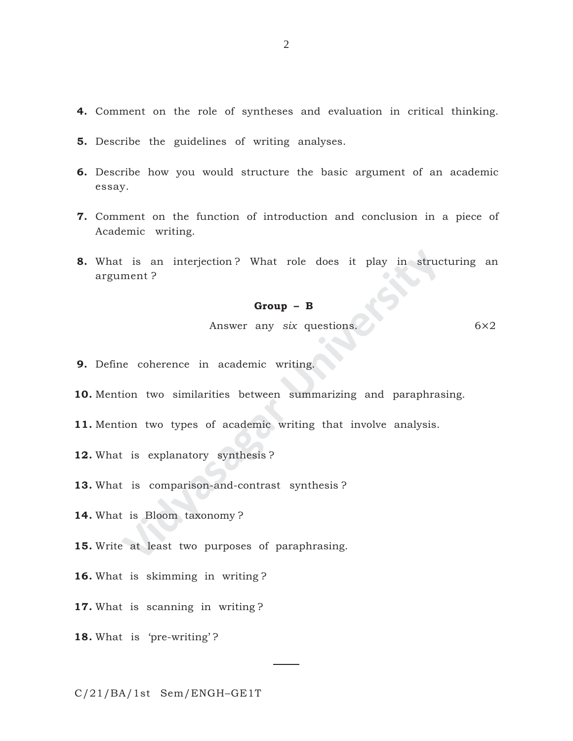**4.** Comment on the role of syntheses and evaluation in critical thinking.

**5.** Describe the guidelines of writing analyses.

**6.** Describe how you would structure the basic argument of an academic essay.

**7.** Comment on the function of introduction and conclusion in a piece of Academic writing.

**8.** What is an interjection ? What role does it play in structuring an argument ?

**Group – B**

Answer any *six* questions. 6×2

**9.** Define coherence in academic writing.

**10.** Mention two similarities between summarizing and paraphrasing.

**11.** Mention two types of academic writing that involve analysis.

**12.** What is explanatory synthesis ?

**13.** What is comparison-and-contrast synthesis ?

**14.** What is Bloom taxonomy ?

**15.** Write at least two purposes of paraphrasing.

**16.** What is skimming in writing ?

**17.** What is scanning in writing ?

**18.** What is 'pre-writing' ?

C/21/BA/1st Sem/ENGH–GE1T